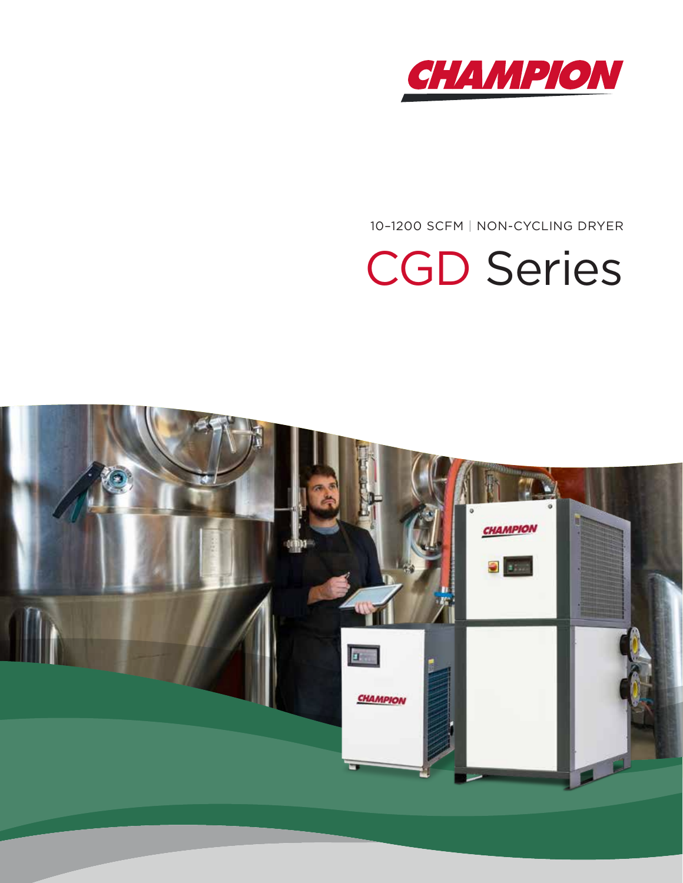CHAMPION

10–1200 SCFM | NON-CYCLING DRYER

# CGD Series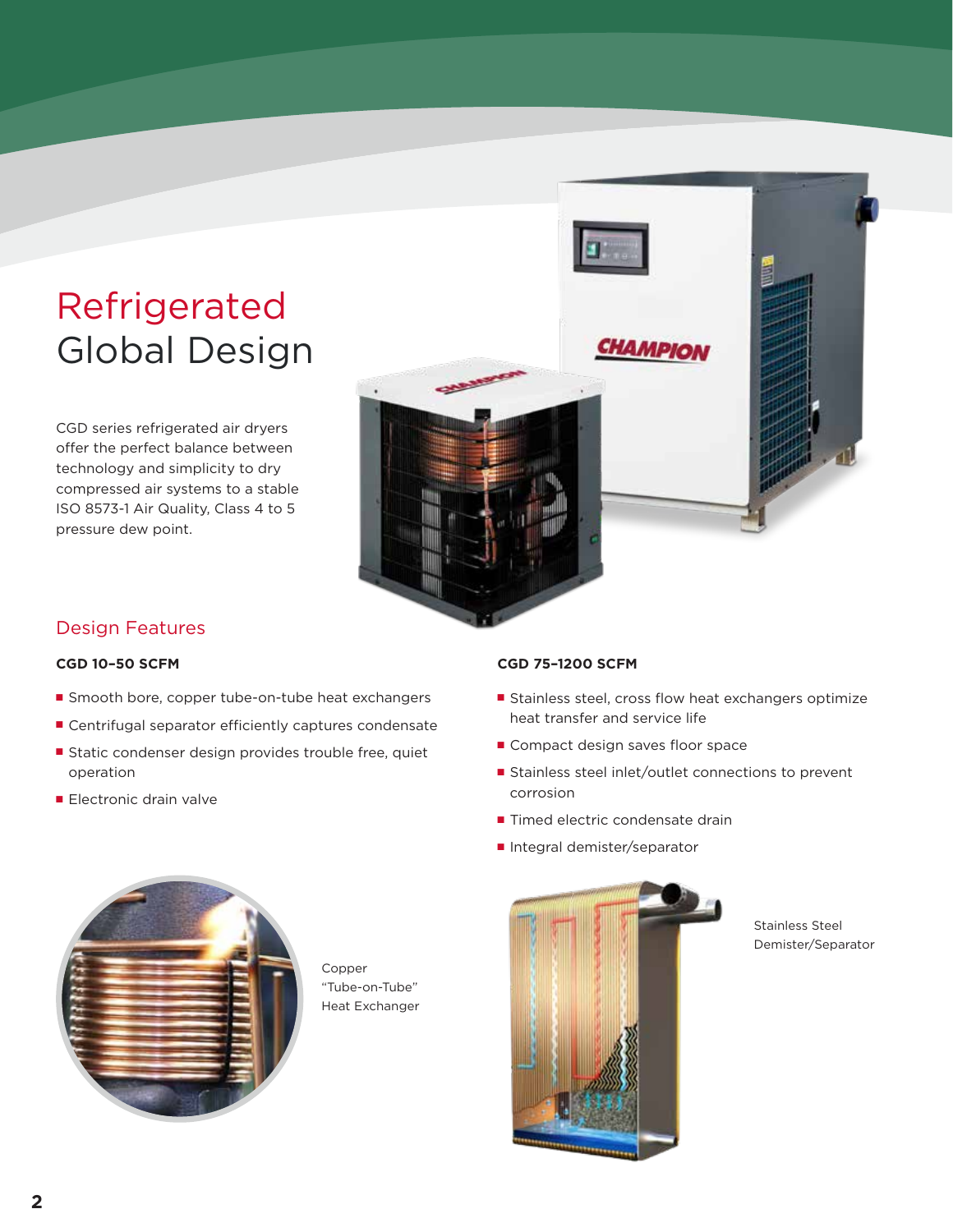# Refrigerated Global Design

CGD series refrigerated air dryers offer the perfect balance between technology and simplicity to dry compressed air systems to a stable ISO 8573-1 Air Quality, Class 4 to 5 pressure dew point.

## Design Features

### CGD 10–50 SCFM

- Smooth bore, copper tube-on-tube heat exchangers
- Centrifugal separator efficiently captures condensate
- Static condenser design provides trouble free, quiet operation
- Electronic drain valve

### CGD 75–1200 SCFM

- Stainless steel, cross flow heat exchangers optimize heat transfer and service life
- Compact design saves floor space
- Stainless steel inlet/outlet connections to prevent corrosion
- Timed electric condensate drain
- Integral demister/separator

Copper "Tube-on-Tube" Heat Exchanger

Stainless Steel Demister/Separator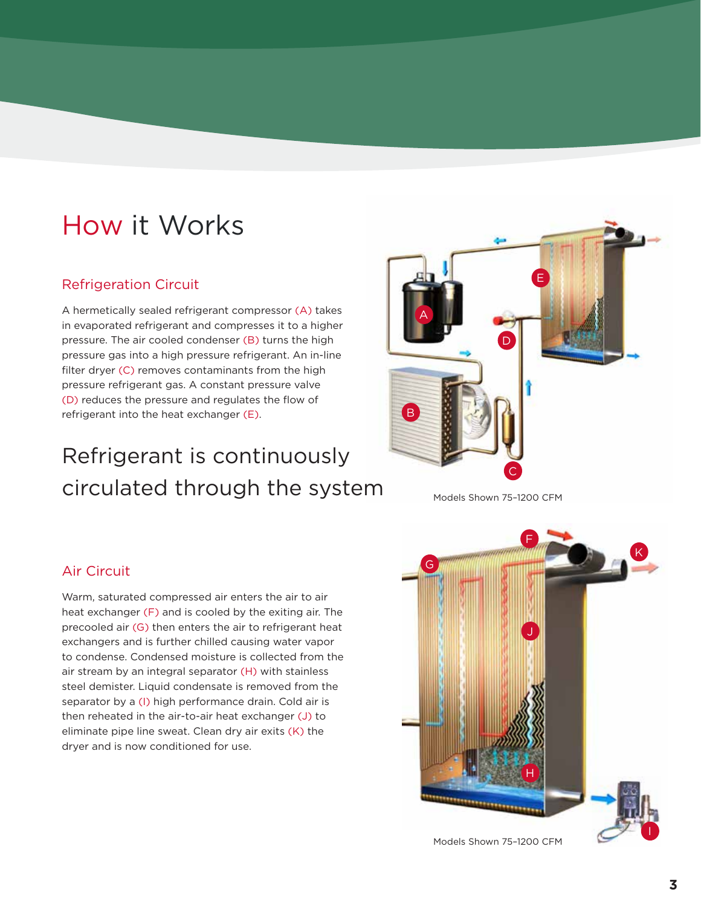# How it Works

## Refrigeration Circuit

A hermetically sealed refrigerant compressor (A) takes in evaporated refrigerant and compresses it to a higher pressure. The air cooled condenser (B) turns the high pressure gas into a high pressure refrigerant. An in-line filter dryer (C) removes contaminants from the high pressure refrigerant gas. A constant pressure valve (D) reduces the pressure and regulates the flow of refrigerant into the heat exchanger (E).

## Refrigerant is continuously circulated through the system

Models Shown 75–1200 CFM

## Air Circuit

Warm, saturated compressed air enters the air to air heat exchanger (F) and is cooled by the exiting air. The precooled air (G) then enters the air to refrigerant heat exchangers and is further chilled causing water vapor to condense. Condensed moisture is collected from the air stream by an integral separator (H) with stainless steel demister. Liquid condensate is removed from the separator by a (I) high performance drain. Cold air is then reheated in the air-to-air heat exchanger (J) to eliminate pipe line sweat. Clean dry air exits (K) the dryer and is now conditioned for use.

Models Shown 75–1200 CFM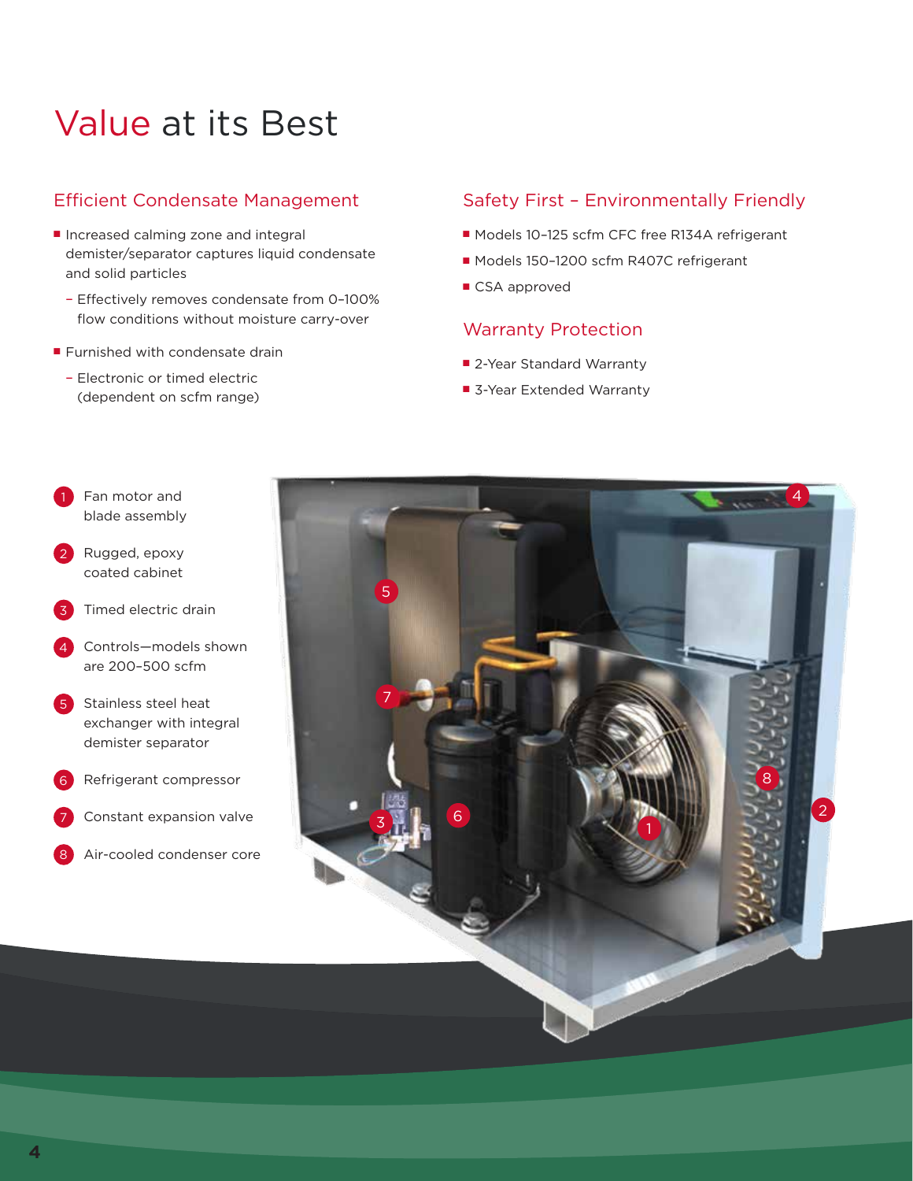# Value at its Best

## Efficient Condensate Management

- Increased calming zone and integral demister/separator captures liquid condensate and solid particles
  - Effectively removes condensate from 0–100% flow conditions without moisture carry-over
- Furnished with condensate drain
  - Electronic or timed electric (dependent on scfm range)

## Safety First – Environmentally Friendly

- Models 10–125 scfm CFC free R134A refrigerant
- Models 150–1200 scfm R407C refrigerant
- CSA approved

## Warranty Protection

- 2-Year Standard Warranty
- 3-Year Extended Warranty

1. Fan motor and blade assembly
2. Rugged, epoxy coated cabinet
3. Timed electric drain
4. Controls—models shown are 200–500 scfm
5. Stainless steel heat exchanger with integral demister separator
6. Refrigerant compressor
7. Constant expansion valve
8. Air-cooled condenser core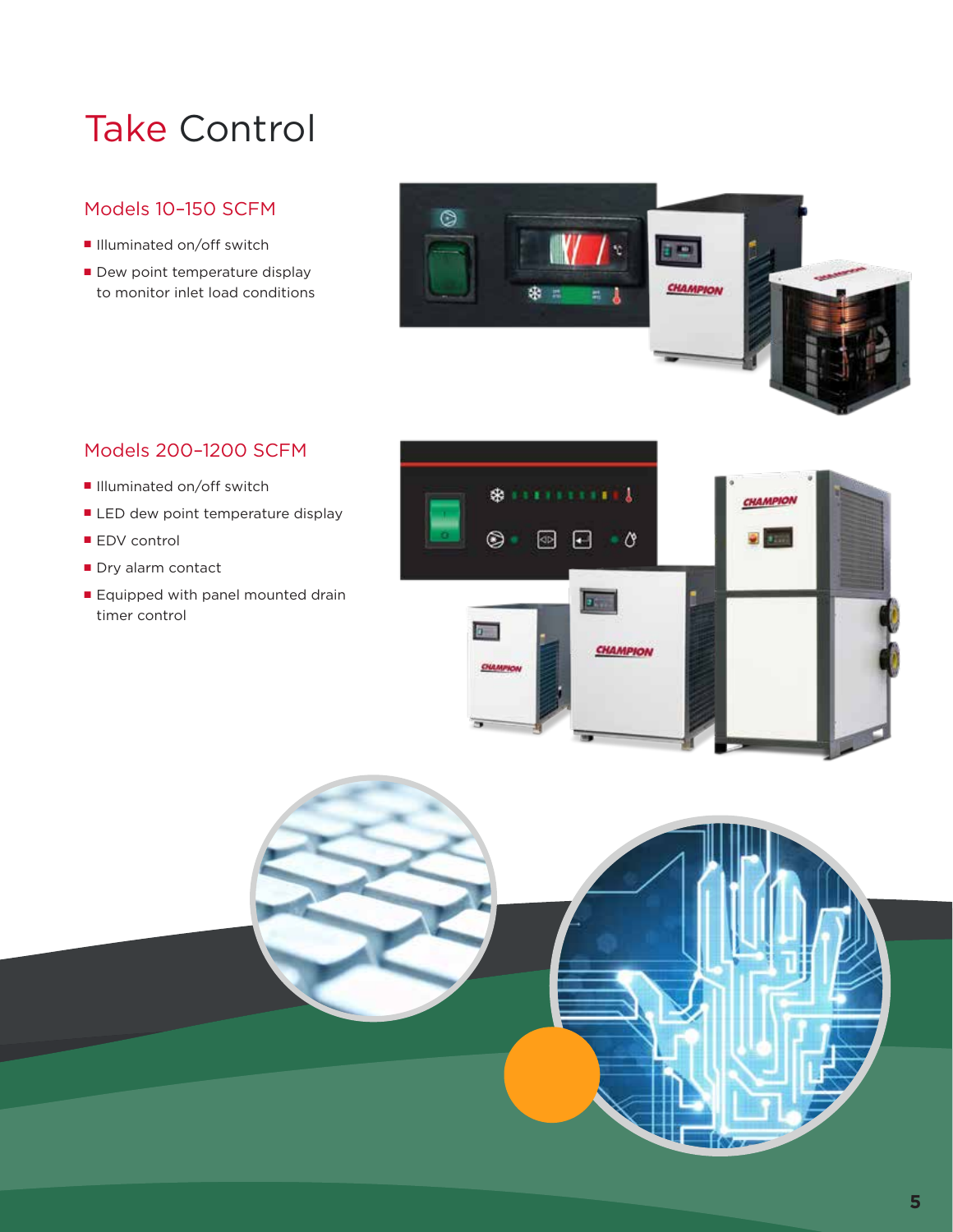# Take Control

## Models 10–150 SCFM

- Illuminated on/off switch
- Dew point temperature display to monitor inlet load conditions

## Models 200–1200 SCFM

- Illuminated on/off switch
- LED dew point temperature display
- EDV control
- Dry alarm contact
- Equipped with panel mounted drain timer control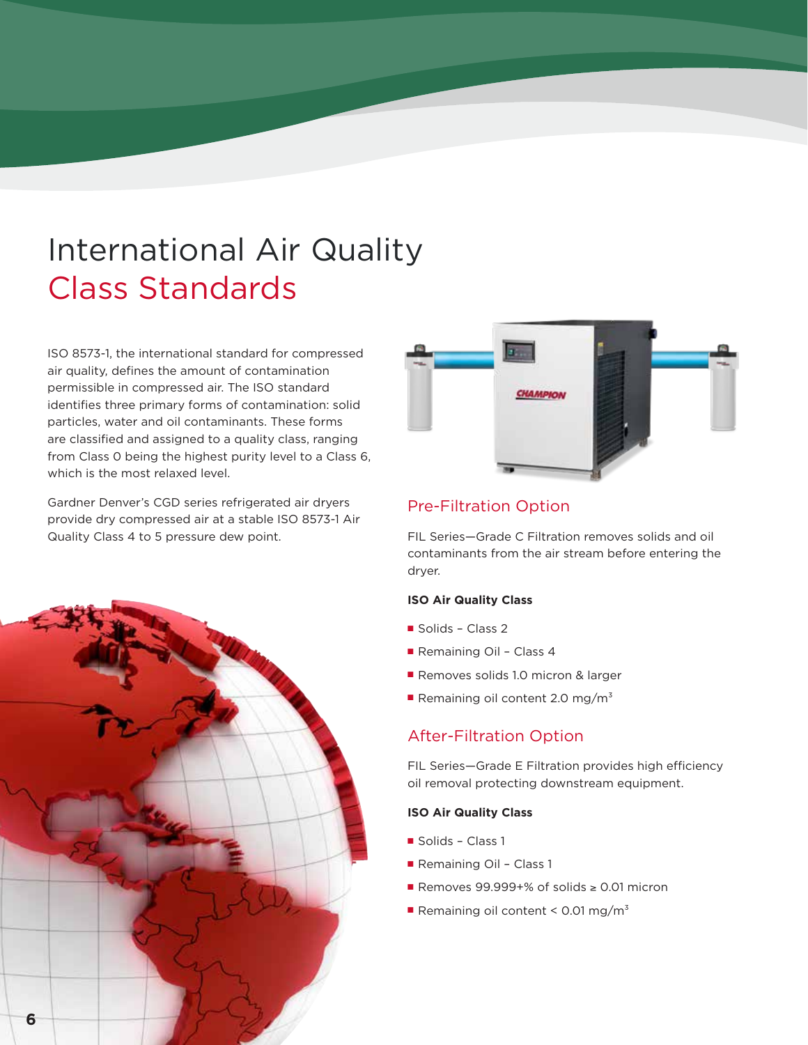# International Air Quality Class Standards

ISO 8573-1, the international standard for compressed air quality, defines the amount of contamination permissible in compressed air. The ISO standard identifies three primary forms of contamination: solid particles, water and oil contaminants. These forms are classified and assigned to a quality class, ranging from Class 0 being the highest purity level to a Class 6, which is the most relaxed level.

Gardner Denver's CGD series refrigerated air dryers provide dry compressed air at a stable ISO 8573-1 Air Quality Class 4 to 5 pressure dew point.

## Pre-Filtration Option

FIL Series—Grade C Filtration removes solids and oil contaminants from the air stream before entering the dryer.

**ISO Air Quality Class**

- Solids – Class 2
- Remaining Oil – Class 4
- Removes solids 1.0 micron & larger
- Remaining oil content 2.0 mg/m$^3$

## After-Filtration Option

FIL Series—Grade E Filtration provides high efficiency oil removal protecting downstream equipment.

**ISO Air Quality Class**

- Solids – Class 1
- Remaining Oil – Class 1
- Removes 99.999+% of solids ≥ 0.01 micron
- Remaining oil content < 0.01 mg/m$^3$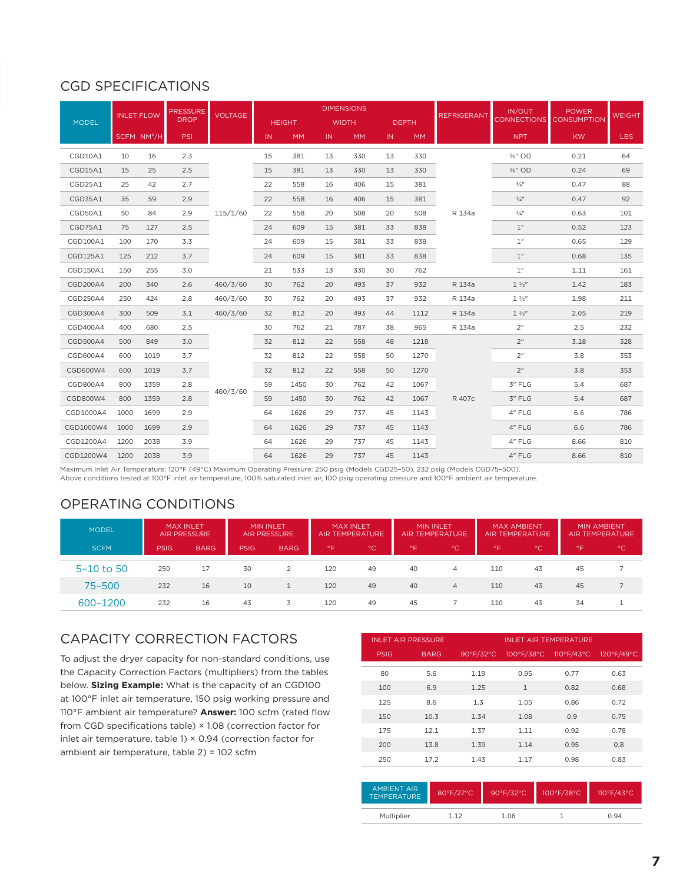## CGD SPECIFICATIONS

| MODEL | INLET FLOW | | PRESSURE DROP | VOLTAGE | DIMENSIONS | | | | | | REFRIGERANT | IN/OUT CONNECTIONS | POWER CONSUMPTION | WEIGHT |
|---|---|---|---|---|---|---|---|---|---|---|---|---|---|---|
| | | | | | HEIGHT | | WIDTH | | DEPTH | | | | | |
| | SCFM | NM³/H | PSI | | IN | MM | IN | MM | IN | MM | | NPT | KW | LBS |
| CGD10A1 | 10 | 16 | 2.3 | 115/1/60 | 15 | 381 | 13 | 330 | 13 | 330 | R 134a | ⅜" OD | 0.21 | 64 |
| CGD15A1 | 15 | 25 | 2.5 | | 15 | 381 | 13 | 330 | 13 | 330 | | ⅜" OD | 0.24 | 69 |
| CGD25A1 | 25 | 42 | 2.7 | | 22 | 558 | 16 | 406 | 15 | 381 | | ¾" | 0.47 | 88 |
| CGD35A1 | 35 | 59 | 2.9 | | 22 | 558 | 16 | 406 | 15 | 381 | | ¾" | 0.47 | 92 |
| CGD50A1 | 50 | 84 | 2.9 | | 22 | 558 | 20 | 508 | 20 | 508 | | ¾" | 0.63 | 101 |
| CGD75A1 | 75 | 127 | 2.5 | | 24 | 609 | 15 | 381 | 33 | 838 | | 1" | 0.52 | 123 |
| CGD100A1 | 100 | 170 | 3.3 | | 24 | 609 | 15 | 381 | 33 | 838 | | 1" | 0.65 | 129 |
| CGD125A1 | 125 | 212 | 3.7 | | 24 | 609 | 15 | 381 | 33 | 838 | | 1" | 0.68 | 135 |
| CGD150A1 | 150 | 255 | 3.0 | | 21 | 533 | 13 | 330 | 30 | 762 | | 1" | 1.11 | 161 |
| CGD200A4 | 200 | 340 | 2.6 | 460/3/60 | 30 | 762 | 20 | 493 | 37 | 932 | R 134a | 1 ½" | 1.42 | 183 |
| CGD250A4 | 250 | 424 | 2.8 | 460/3/60 | 30 | 762 | 20 | 493 | 37 | 932 | R 134a | 1 ½" | 1.98 | 211 |
| CGD300A4 | 300 | 509 | 3.1 | 460/3/60 | 32 | 812 | 20 | 493 | 44 | 1112 | R 134a | 1 ½" | 2.05 | 219 |
| CGD400A4 | 400 | 680 | 2.5 | 460/3/60 | 30 | 762 | 21 | 787 | 38 | 965 | R 134a | 2" | 2.5 | 232 |
| CGD500A4 | 500 | 849 | 3.0 | | 32 | 812 | 22 | 558 | 48 | 1218 | R 407c | 2" | 3.18 | 328 |
| CGD600A4 | 600 | 1019 | 3.7 | | 32 | 812 | 22 | 558 | 50 | 1270 | | 2" | 3.8 | 353 |
| CGD600W4 | 600 | 1019 | 3.7 | | 32 | 812 | 22 | 558 | 50 | 1270 | | 2" | 3.8 | 353 |
| CGD800A4 | 800 | 1359 | 2.8 | | 59 | 1450 | 30 | 762 | 42 | 1067 | | 3" FLG | 5.4 | 687 |
| CGD800W4 | 800 | 1359 | 2.8 | | 59 | 1450 | 30 | 762 | 42 | 1067 | | 3" FLG | 5.4 | 687 |
| CGD1000A4 | 1000 | 1699 | 2.9 | | 64 | 1626 | 29 | 737 | 45 | 1143 | | 4" FLG | 6.6 | 786 |
| CGD1000W4 | 1000 | 1699 | 2.9 | | 64 | 1626 | 29 | 737 | 45 | 1143 | | 4" FLG | 6.6 | 786 |
| CGD1200A4 | 1200 | 2038 | 3.9 | | 64 | 1626 | 29 | 737 | 45 | 1143 | | 4" FLG | 8.66 | 810 |
| CGD1200W4 | 1200 | 2038 | 3.9 | | 64 | 1626 | 29 | 737 | 45 | 1143 | | 4" FLG | 8.66 | 810 |

Maximum Inlet Air Temperature: 120°F (49°C) Maximum Operating Pressure: 250 psig (Models CGD25-50), 232 psig (Models CGD75-500).
Above conditions tested at 100°F inlet air temperature, 100% saturated inlet air, 100 psig operating pressure and 100°F ambient air temperature.

## OPERATING CONDITIONS

| MODEL | MAX INLET AIR PRESSURE | | MIN INLET AIR PRESSURE | | MAX INLET AIR TEMPERATURE | | MIN INLET AIR TEMPERATURE | | MAX AMBIENT AIR TEMPERATURE | | MIN AMBIENT AIR TEMPERATURE | |
|---|---|---|---|---|---|---|---|---|---|---|---|---|
| SCFM | PSIG | BARG | PSIG | BARG | °F | °C | °F | °C | °F | °C | °F | °C |
| 5-10 to 50 | 250 | 17 | 30 | 2 | 120 | 49 | 40 | 4 | 110 | 43 | 45 | 7 |
| 75-500 | 232 | 16 | 10 | 1 | 120 | 49 | 40 | 4 | 110 | 43 | 45 | 7 |
| 600-1200 | 232 | 16 | 43 | 3 | 120 | 49 | 45 | 7 | 110 | 43 | 34 | 1 |

## CAPACITY CORRECTION FACTORS

To adjust the dryer capacity for non-standard conditions, use the Capacity Correction Factors (multipliers) from the tables below. **Sizing Example:** What is the capacity of an CGD100 at 100°F inlet air temperature, 150 psig working pressure and 110°F ambient air temperature? **Answer:** 100 scfm (rated flow from CGD specifications table) × 1.08 (correction factor for inlet air temperature, table 1) × 0.94 (correction factor for ambient air temperature, table 2) = 102 scfm

| INLET AIR PRESSURE | | INLET AIR TEMPERATURE | | | |
|---|---|---|---|---|---|
| PSIG | BARG | 90°F/32°C | 100°F/38°C | 110°F/43°C | 120°F/49°C |
| 80 | 5.6 | 1.19 | 0.95 | 0.77 | 0.63 |
| 100 | 6.9 | 1.25 | 1 | 0.82 | 0.68 |
| 125 | 8.6 | 1.3 | 1.05 | 0.86 | 0.72 |
| 150 | 10.3 | 1.34 | 1.08 | 0.9 | 0.75 |
| 175 | 12.1 | 1.37 | 1.11 | 0.92 | 0.78 |
| 200 | 13.8 | 1.39 | 1.14 | 0.95 | 0.8 |
| 250 | 17.2 | 1.43 | 1.17 | 0.98 | 0.83 |

| AMBIENT AIR TEMPERATURE | 80°F/27°C | 90°F/32°C | 100°F/38°C | 110°F/43°C |
|---|---|---|---|---|
| Multiplier | 1.12 | 1.06 | 1 | 0.94 |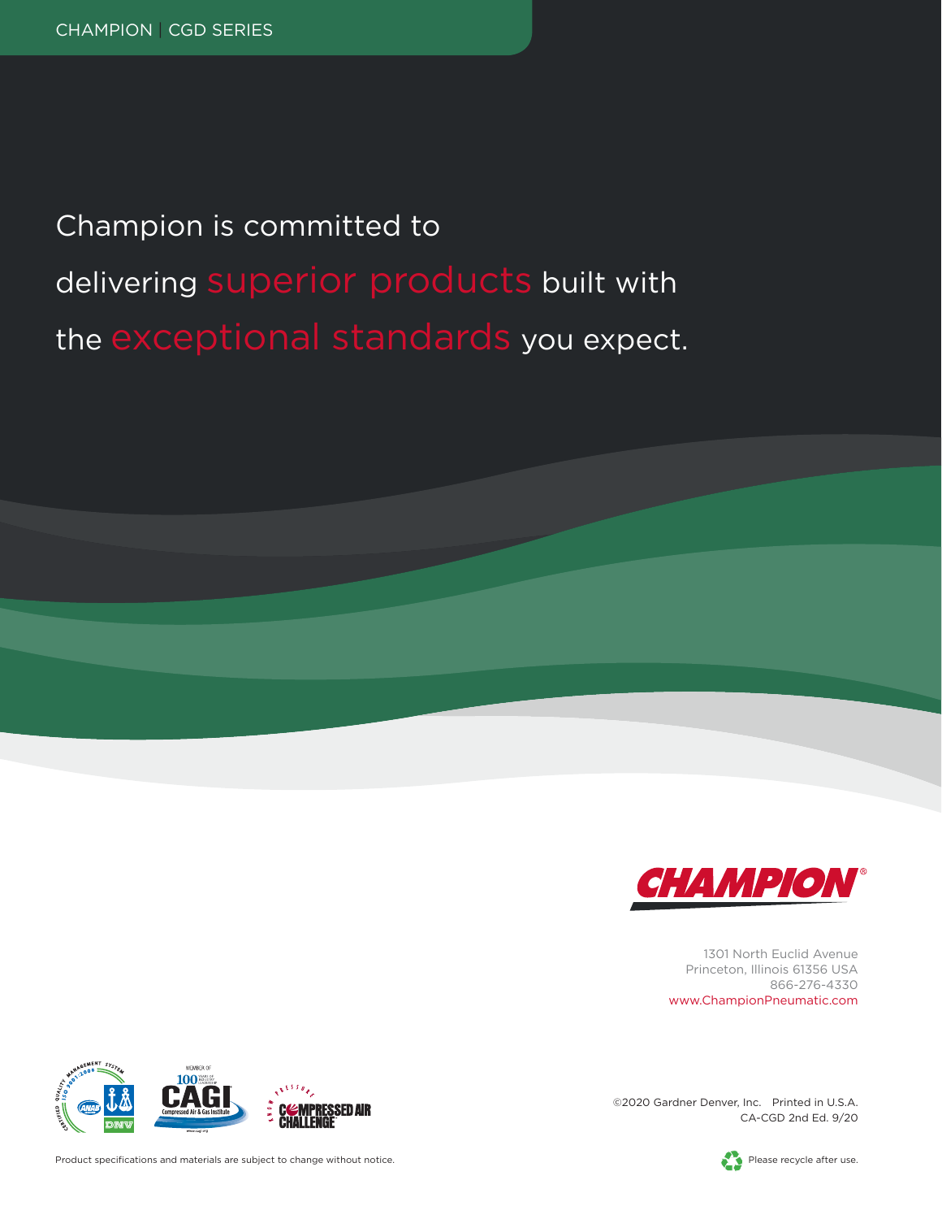Champion is committed to delivering superior products built with the exceptional standards you expect.

CHAMPION®

1301 North Euclid Avenue
Princeton, Illinois 61356 USA
866-276-4330
www.ChampionPneumatic.com

©2020 Gardner Denver, Inc. Printed in U.S.A.
CA-CGD 2nd Ed. 9/20

Product specifications and materials are subject to change without notice.

Please recycle after use.